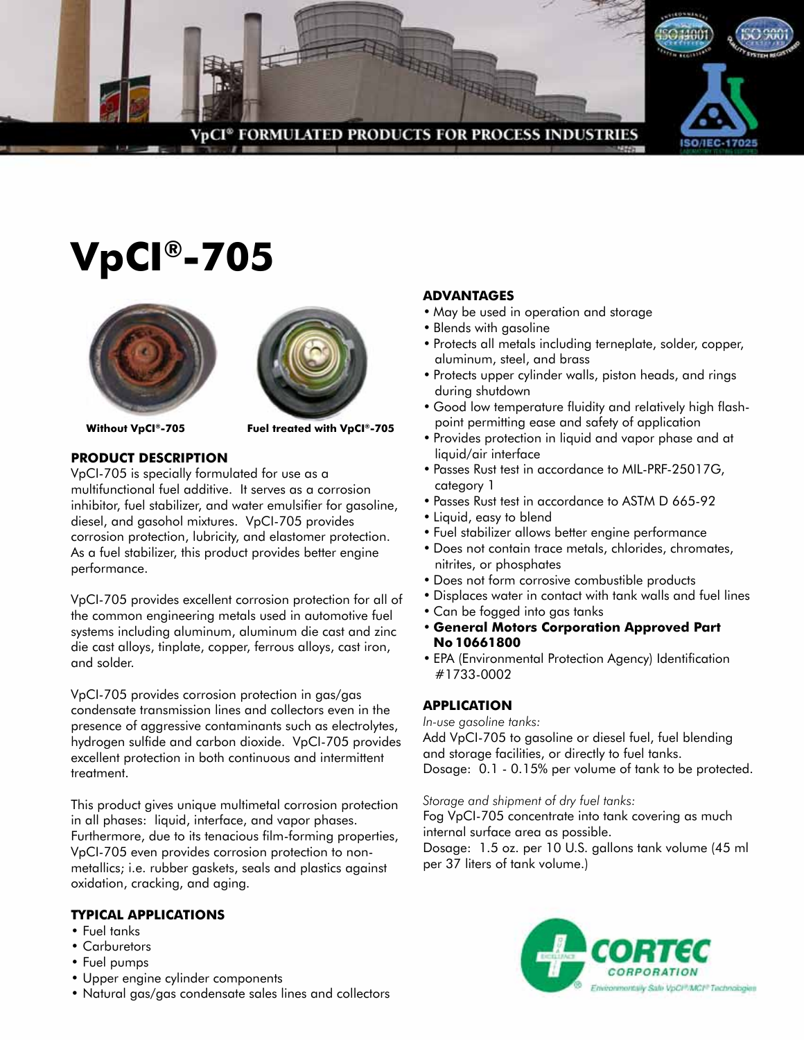VpCI® FORMULATED PRODUCTS FOR PROCESS INDUSTRIES

# VpCI®-705

Without VpCI®-705 — Fuel treated with VpCI®-705

## PRODUCT DESCRIPTION

VpCI-705 is specially formulated for use as a multifunctional fuel additive. It serves as a corrosion inhibitor, fuel stabilizer, and water emulsifier for gasoline, diesel, and gasohol mixtures. VpCI-705 provides corrosion protection, lubricity, and elastomer protection. As a fuel stabilizer, this product provides better engine performance.

VpCI-705 provides excellent corrosion protection for all of the common engineering metals used in automotive fuel systems including aluminum, aluminum die cast and zinc die cast alloys, tinplate, copper, ferrous alloys, cast iron, and solder.

VpCI-705 provides corrosion protection in gas/gas condensate transmission lines and collectors even in the presence of aggressive contaminants such as electrolytes, hydrogen sulfide and carbon dioxide. VpCI-705 provides excellent protection in both continuous and intermittent treatment.

This product gives unique multimetal corrosion protection in all phases: liquid, interface, and vapor phases. Furthermore, due to its tenacious film-forming properties, VpCI-705 even provides corrosion protection to non-metallics; i.e. rubber gaskets, seals and plastics against oxidation, cracking, and aging.

## TYPICAL APPLICATIONS

- Fuel tanks
- Carburetors
- Fuel pumps
- Upper engine cylinder components
- Natural gas/gas condensate sales lines and collectors

## ADVANTAGES

- May be used in operation and storage
- Blends with gasoline
- Protects all metals including terneplate, solder, copper, aluminum, steel, and brass
- Protects upper cylinder walls, piston heads, and rings during shutdown
- Good low temperature fluidity and relatively high flash-point permitting ease and safety of application
- Provides protection in liquid and vapor phase and at liquid/air interface
- Passes Rust test in accordance to MIL-PRF-25017G, category 1
- Passes Rust test in accordance to ASTM D 665-92
- Liquid, easy to blend
- Fuel stabilizer allows better engine performance
- Does not contain trace metals, chlorides, chromates, nitrites, or phosphates
- Does not form corrosive combustible products
- Displaces water in contact with tank walls and fuel lines
- Can be fogged into gas tanks
- **General Motors Corporation Approved Part No 10661800**
- EPA (Environmental Protection Agency) Identification #1733-0002

## APPLICATION

*In-use gasoline tanks:*
Add VpCI-705 to gasoline or diesel fuel, fuel blending and storage facilities, or directly to fuel tanks.
Dosage: 0.1 - 0.15% per volume of tank to be protected.

*Storage and shipment of dry fuel tanks:*
Fog VpCI-705 concentrate into tank covering as much internal surface area as possible.
Dosage: 1.5 oz. per 10 U.S. gallons tank volume (45 ml per 37 liters of tank volume.)

CORTEC CORPORATION
Environmentally Safe VpCI®/MCI® Technologies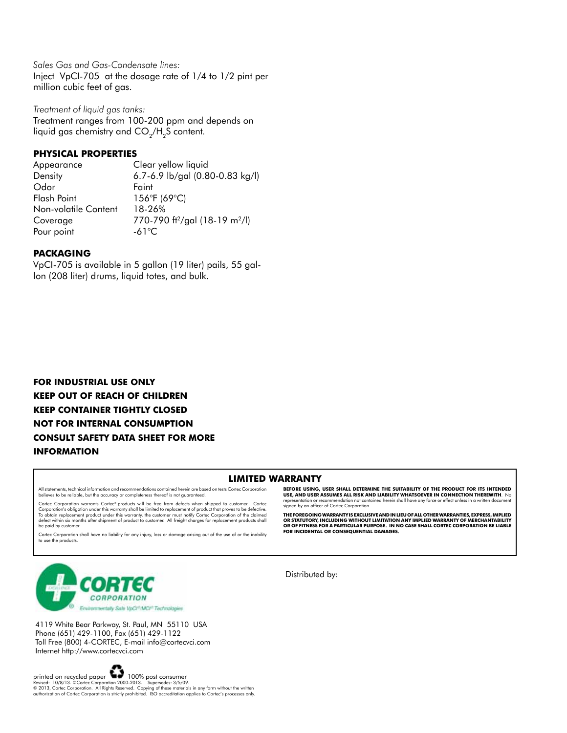*Sales Gas and Gas-Condensate lines:*
Inject VpCI-705 at the dosage rate of 1/4 to 1/2 pint per million cubic feet of gas.

*Treatment of liquid gas tanks:*
Treatment ranges from 100-200 ppm and depends on liquid gas chemistry and $CO_2/H_2S$ content.

## PHYSICAL PROPERTIES

| | |
|---|---|
| Appearance | Clear yellow liquid |
| Density | 6.7-6.9 lb/gal (0.80-0.83 kg/l) |
| Odor | Faint |
| Flash Point | 156°F (69°C) |
| Non-volatile Content | 18-26% |
| Coverage | 770-790 $ft^2$/gal (18-19 $m^2$/l) |
| Pour point | -61°C |

## PACKAGING

VpCI-705 is available in 5 gallon (19 liter) pails, 55 gallon (208 liter) drums, liquid totes, and bulk.

**FOR INDUSTRIAL USE ONLY**
**KEEP OUT OF REACH OF CHILDREN**
**KEEP CONTAINER TIGHTLY CLOSED**
**NOT FOR INTERNAL CONSUMPTION**
**CONSULT SAFETY DATA SHEET FOR MORE INFORMATION**

## LIMITED WARRANTY

All statements, technical information and recommendations contained herein are based on tests Cortec Corporation believes to be reliable, but the accuracy or completeness thereof is not guaranteed.

Cortec Corporation warrants Cortec® products will be free from defects when shipped to customer. Cortec Corporation's obligation under this warranty shall be limited to replacement of product that proves to be defective. To obtain replacement product under this warranty, the customer must notify Cortec Corporation of the claimed defect within six months after shipment of product to customer. All freight charges for replacement products shall be paid by customer.

Cortec Corporation shall have no liability for any injury, loss or damage arising out of the use of or the inability to use the products.

**BEFORE USING, USER SHALL DETERMINE THE SUITABILITY OF THE PRODUCT FOR ITS INTENDED USE, AND USER ASSUMES ALL RISK AND LIABILITY WHATSOEVER IN CONNECTION THEREWITH**. No representation or recommendation not contained herein shall have any force or effect unless in a written document signed by an officer of Cortec Corporation.

**THE FOREGOING WARRANTY IS EXCLUSIVE AND IN LIEU OF ALL OTHER WARRANTIES, EXPRESS, IMPLIED OR STATUTORY, INCLUDING WITHOUT LIMITATION ANY IMPLIED WARRANTY OF MERCHANTABILITY OR OF FITNESS FOR A PARTICULAR PURPOSE. IN NO CASE SHALL CORTEC CORPORATION BE LIABLE FOR INCIDENTAL OR CONSEQUENTIAL DAMAGES.**

CORTEC CORPORATION
Environmentally Safe VpCI®/MCI® Technologies

4119 White Bear Parkway, St. Paul, MN 55110 USA
Phone (651) 429-1100, Fax (651) 429-1122
Toll Free (800) 4-CORTEC, E-mail info@cortecvci.com
Internet http://www.cortecvci.com

Distributed by:

printed on recycled paper 100% post consumer
Revised: 10/8/13. ©Cortec Corporation 2000-2013. Supersedes: 3/5/09.
© 2013, Cortec Corporation. All Rights Reserved. Copying of these materials in any form without the written authorization of Cortec Corporation is strictly prohibited. ISO accreditation applies to Cortec's processes only.